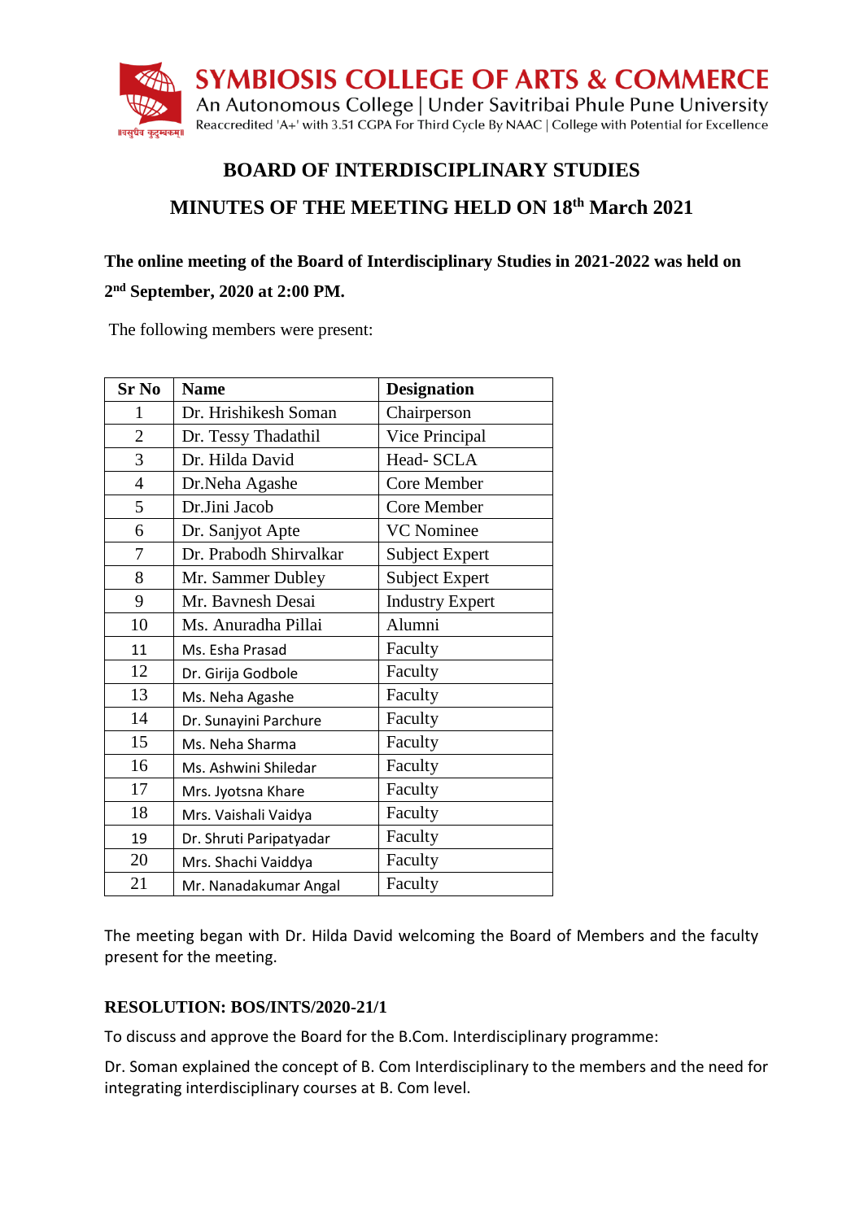SYMBIOSIS COLLEGE OF ARTS & COMMERCE
An Autonomous College | Under Savitribai Phule Pune University
Reaccredited 'A+' with 3.51 CGPA For Third Cycle By NAAC | College with Potential for Excellence

# BOARD OF INTERDISCIPLINARY STUDIES

## MINUTES OF THE MEETING HELD ON 18th March 2021

**The online meeting of the Board of Interdisciplinary Studies in 2021-2022 was held on 2nd September, 2020 at 2:00 PM.**

The following members were present:

| Sr No | Name | Designation |
|---|---|---|
| 1 | Dr. Hrishikesh Soman | Chairperson |
| 2 | Dr. Tessy Thadathil | Vice Principal |
| 3 | Dr. Hilda David | Head- SCLA |
| 4 | Dr.Neha Agashe | Core Member |
| 5 | Dr.Jini Jacob | Core Member |
| 6 | Dr. Sanjyot Apte | VC Nominee |
| 7 | Dr. Prabodh Shirvalkar | Subject Expert |
| 8 | Mr. Sammer Dubley | Subject Expert |
| 9 | Mr. Bavnesh Desai | Industry Expert |
| 10 | Ms. Anuradha Pillai | Alumni |
| 11 | Ms. Esha Prasad | Faculty |
| 12 | Dr. Girija Godbole | Faculty |
| 13 | Ms. Neha Agashe | Faculty |
| 14 | Dr. Sunayini Parchure | Faculty |
| 15 | Ms. Neha Sharma | Faculty |
| 16 | Ms. Ashwini Shiledar | Faculty |
| 17 | Mrs. Jyotsna Khare | Faculty |
| 18 | Mrs. Vaishali Vaidya | Faculty |
| 19 | Dr. Shruti Paripatyadar | Faculty |
| 20 | Mrs. Shachi Vaiddya | Faculty |
| 21 | Mr. Nanadakumar Angal | Faculty |

The meeting began with Dr. Hilda David welcoming the Board of Members and the faculty present for the meeting.

### RESOLUTION: BOS/INTS/2020-21/1

To discuss and approve the Board for the B.Com. Interdisciplinary programme:

Dr. Soman explained the concept of B. Com Interdisciplinary to the members and the need for integrating interdisciplinary courses at B. Com level.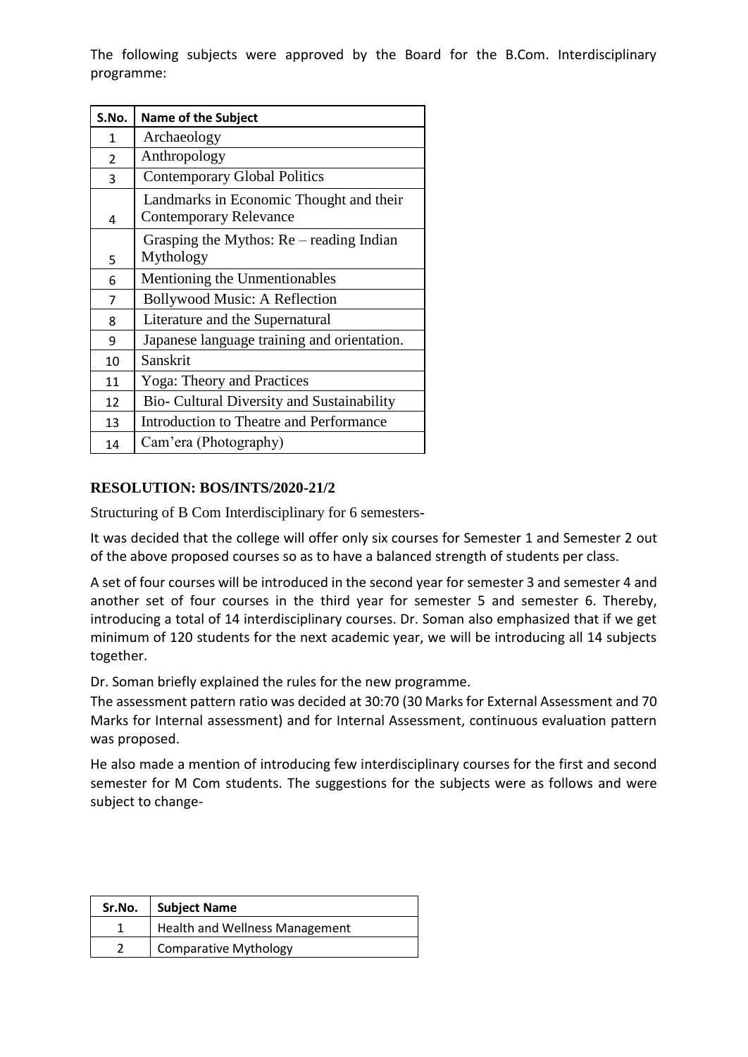The following subjects were approved by the Board for the B.Com. Interdisciplinary programme:

| S.No. | Name of the Subject |
|---|---|
| 1 | Archaeology |
| 2 | Anthropology |
| 3 | Contemporary Global Politics |
| 4 | Landmarks in Economic Thought and their Contemporary Relevance |
| 5 | Grasping the Mythos: Re – reading Indian Mythology |
| 6 | Mentioning the Unmentionables |
| 7 | Bollywood Music: A Reflection |
| 8 | Literature and the Supernatural |
| 9 | Japanese language training and orientation. |
| 10 | Sanskrit |
| 11 | Yoga: Theory and Practices |
| 12 | Bio- Cultural Diversity and Sustainability |
| 13 | Introduction to Theatre and Performance |
| 14 | Cam'era (Photography) |

**RESOLUTION: BOS/INTS/2020-21/2**

Structuring of B Com Interdisciplinary for 6 semesters-

It was decided that the college will offer only six courses for Semester 1 and Semester 2 out of the above proposed courses so as to have a balanced strength of students per class.

A set of four courses will be introduced in the second year for semester 3 and semester 4 and another set of four courses in the third year for semester 5 and semester 6. Thereby, introducing a total of 14 interdisciplinary courses. Dr. Soman also emphasized that if we get minimum of 120 students for the next academic year, we will be introducing all 14 subjects together.

Dr. Soman briefly explained the rules for the new programme.

The assessment pattern ratio was decided at 30:70 (30 Marks for External Assessment and 70 Marks for Internal assessment) and for Internal Assessment, continuous evaluation pattern was proposed.

He also made a mention of introducing few interdisciplinary courses for the first and second semester for M Com students. The suggestions for the subjects were as follows and were subject to change-

| Sr.No. | Subject Name |
|---|---|
| 1 | Health and Wellness Management |
| 2 | Comparative Mythology |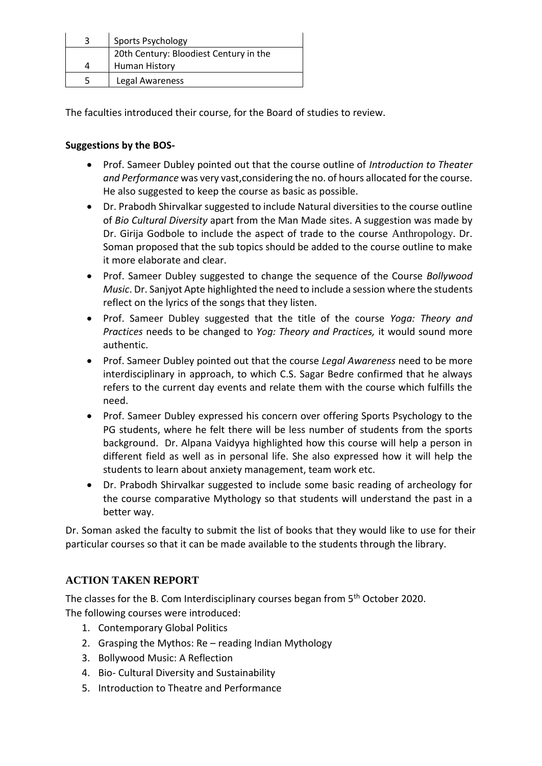| 3 | Sports Psychology |
|---|---|
| 4 | 20th Century: Bloodiest Century in the Human History |
| 5 | Legal Awareness |

The faculties introduced their course, for the Board of studies to review.

**Suggestions by the BOS-**

- Prof. Sameer Dubley pointed out that the course outline of *Introduction to Theater and Performance* was very vast,considering the no. of hours allocated for the course. He also suggested to keep the course as basic as possible.
- Dr. Prabodh Shirvalkar suggested to include Natural diversities to the course outline of *Bio Cultural Diversity* apart from the Man Made sites. A suggestion was made by Dr. Girija Godbole to include the aspect of trade to the course Anthropology. Dr. Soman proposed that the sub topics should be added to the course outline to make it more elaborate and clear.
- Prof. Sameer Dubley suggested to change the sequence of the Course *Bollywood Music*. Dr. Sanjyot Apte highlighted the need to include a session where the students reflect on the lyrics of the songs that they listen.
- Prof. Sameer Dubley suggested that the title of the course *Yoga: Theory and Practices* needs to be changed to *Yog: Theory and Practices,* it would sound more authentic.
- Prof. Sameer Dubley pointed out that the course *Legal Awareness* need to be more interdisciplinary in approach, to which C.S. Sagar Bedre confirmed that he always refers to the current day events and relate them with the course which fulfills the need.
- Prof. Sameer Dubley expressed his concern over offering Sports Psychology to the PG students, where he felt there will be less number of students from the sports background. Dr. Alpana Vaidyya highlighted how this course will help a person in different field as well as in personal life. She also expressed how it will help the students to learn about anxiety management, team work etc.
- Dr. Prabodh Shirvalkar suggested to include some basic reading of archeology for the course comparative Mythology so that students will understand the past in a better way.

Dr. Soman asked the faculty to submit the list of books that they would like to use for their particular courses so that it can be made available to the students through the library.

## ACTION TAKEN REPORT

The classes for the B. Com Interdisciplinary courses began from 5th October 2020.
The following courses were introduced:

1. Contemporary Global Politics
2. Grasping the Mythos: Re – reading Indian Mythology
3. Bollywood Music: A Reflection
4. Bio- Cultural Diversity and Sustainability
5. Introduction to Theatre and Performance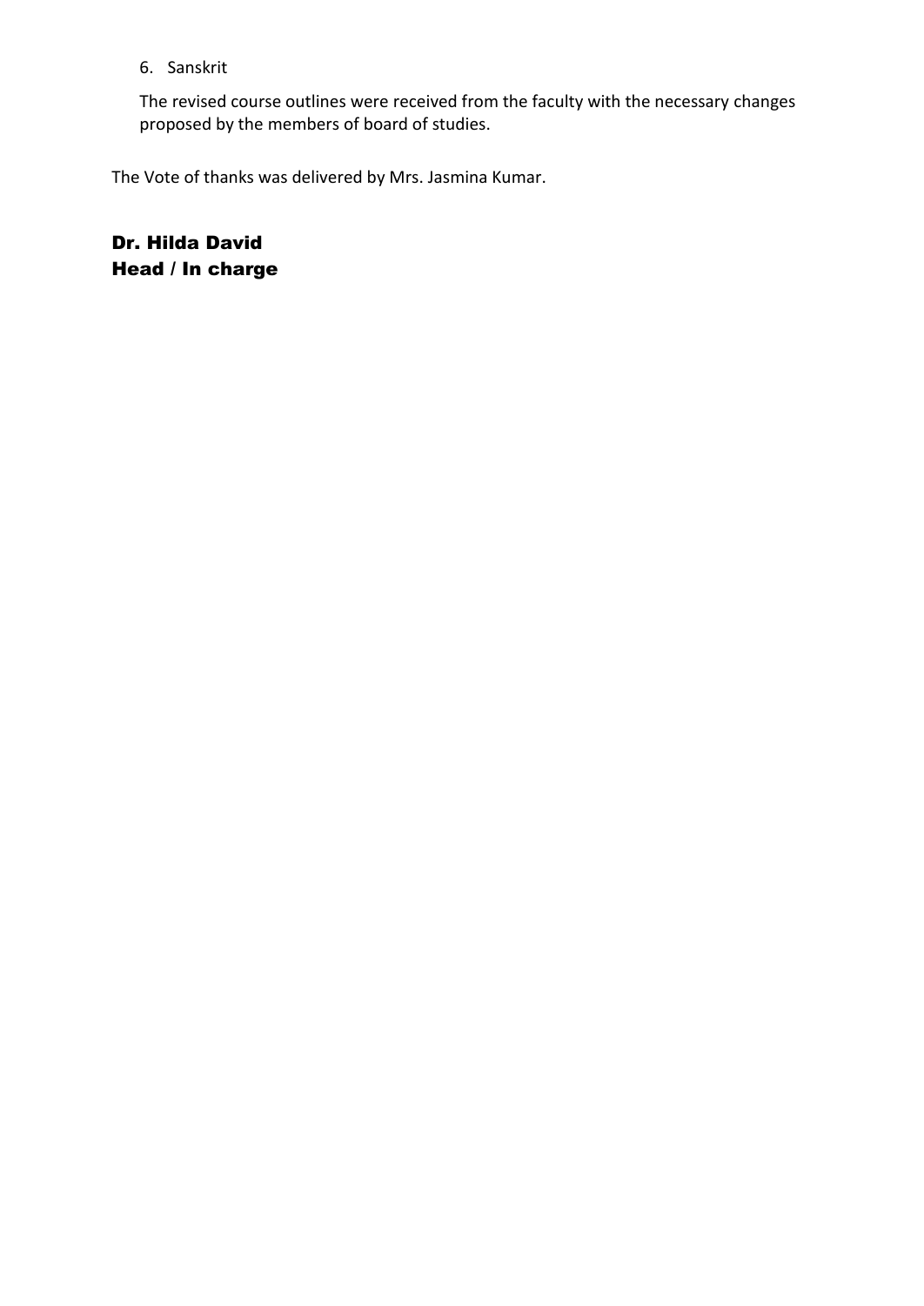6. Sanskrit

   The revised course outlines were received from the faculty with the necessary changes proposed by the members of board of studies.

The Vote of thanks was delivered by Mrs. Jasmina Kumar.

**Dr. Hilda David**
**Head / In charge**